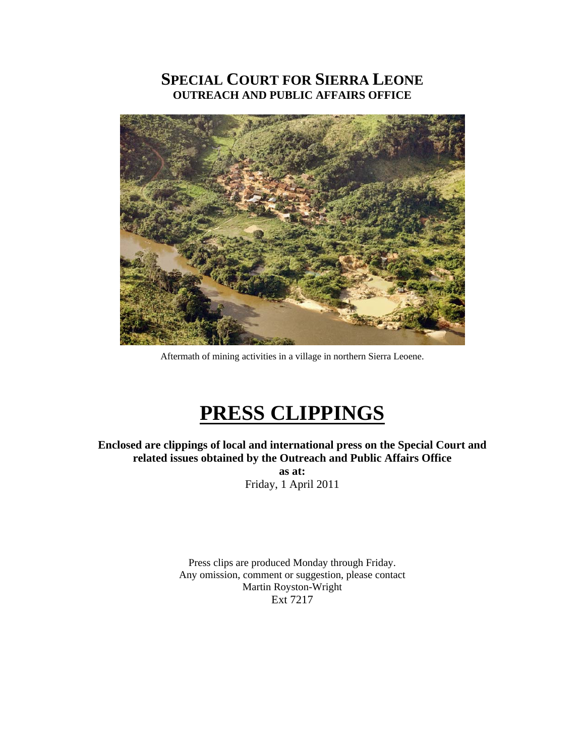# SPECIAL COURT FOR SIERRA LEONE
## OUTREACH AND PUBLIC AFFAIRS OFFICE

Aftermath of mining activities in a village in northern Sierra Leoene.

# PRESS CLIPPINGS

**Enclosed are clippings of local and international press on the Special Court and related issues obtained by the Outreach and Public Affairs Office**

**as at:**

Friday, 1 April 2011

Press clips are produced Monday through Friday.
Any omission, comment or suggestion, please contact
Martin Royston-Wright
Ext 7217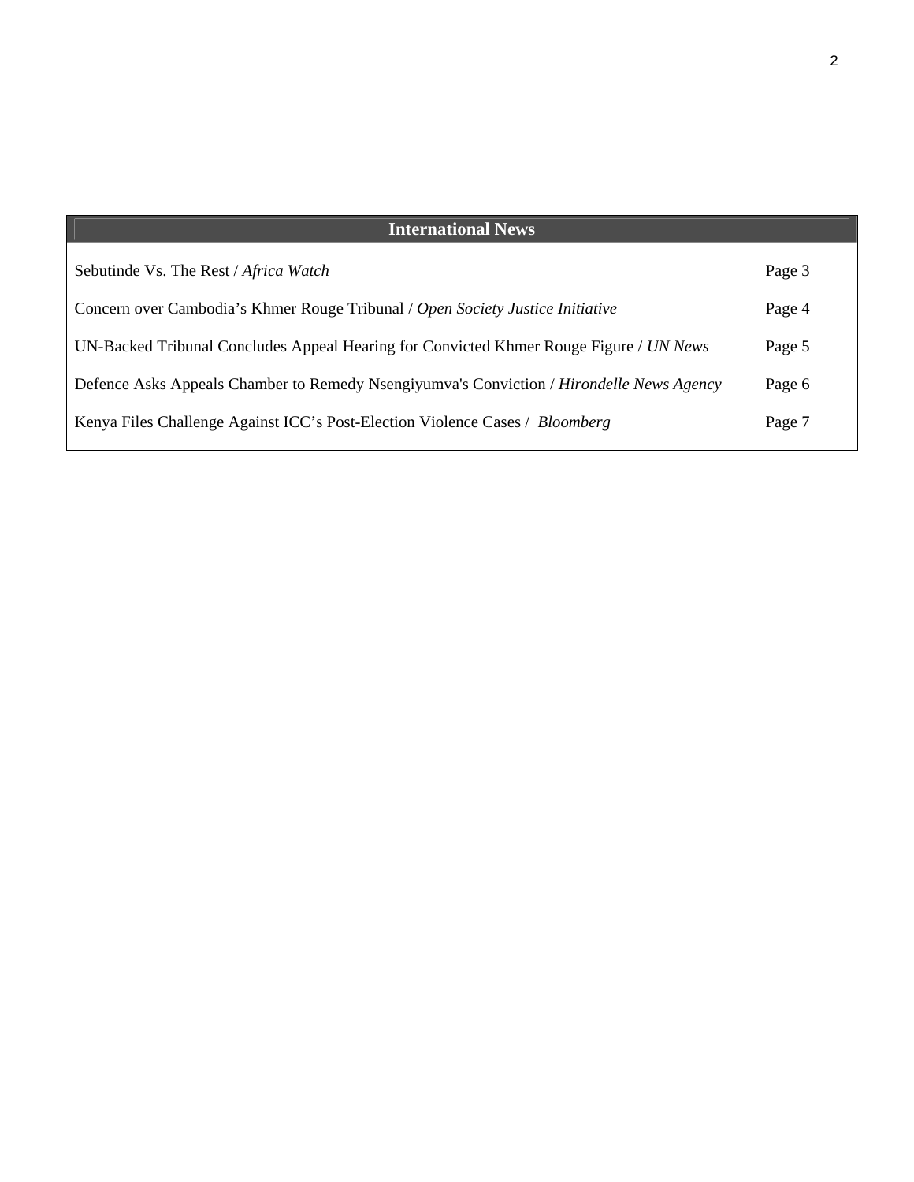## International News

| | |
|---|---|
| Sebutinde Vs. The Rest / *Africa Watch* | Page 3 |
| Concern over Cambodia's Khmer Rouge Tribunal / *Open Society Justice Initiative* | Page 4 |
| UN-Backed Tribunal Concludes Appeal Hearing for Convicted Khmer Rouge Figure / *UN News* | Page 5 |
| Defence Asks Appeals Chamber to Remedy Nsengiyumva's Conviction / *Hirondelle News Agency* | Page 6 |
| Kenya Files Challenge Against ICC's Post-Election Violence Cases / *Bloomberg* | Page 7 |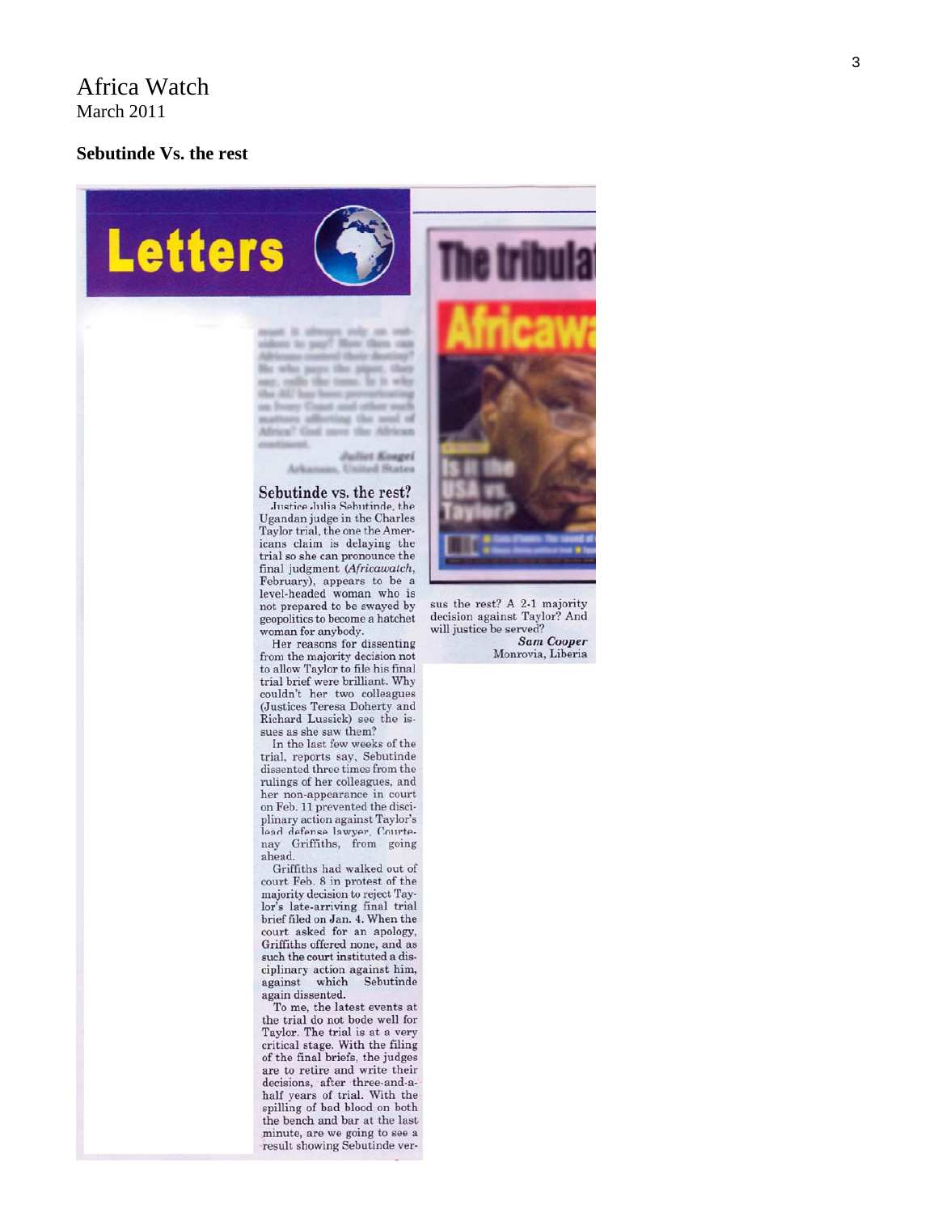# Africa Watch

March 2011

**Sebutinde Vs. the rest**

## Letters

must it always rely on outsiders to pay? How then can Africans control their destiny? He who pays the piper, they say, calls the tune. Is it why the AU has been prevaricating on Ivory Coast and other such matters affecting the soul of Africa? God save the African continent.

*Juliet Kosgei*
Arkansas, United States

### Sebutinde vs. the rest?

Justice Julia Sebutinde, the Ugandan judge in the Charles Taylor trial, the one the Americans claim is delaying the trial so she can pronounce the final judgment (*Africawatch*, February), appears to be a level-headed woman who is not prepared to be swayed by geopolitics to become a hatchet woman for anybody.

Her reasons for dissenting from the majority decision not to allow Taylor to file his final trial brief were brilliant. Why couldn't her two colleagues (Justices Teresa Doherty and Richard Lussick) see the issues as she saw them?

In the last few weeks of the trial, reports say, Sebutinde dissented three times from the rulings of her colleagues, and her non-appearance in court on Feb. 11 prevented the disciplinary action against Taylor's lead defense lawyer, Courtenay Griffiths, from going ahead.

Griffiths had walked out of court Feb. 8 in protest of the majority decision to reject Taylor's late-arriving final trial brief filed on Jan. 4. When the court asked for an apology, Griffiths offered none, and as such the court instituted a disciplinary action against him, against which Sebutinde again dissented.

To me, the latest events at the trial do not bode well for Taylor. The trial is at a very critical stage. With the filing of the final briefs, the judges are to retire and write their decisions, after three-and-a-half years of trial. With the spilling of bad blood on both the bench and bar at the last minute, are we going to see a result showing Sebutinde versus the rest? A 2-1 majority decision against Taylor? And will justice be served?

***Sam Cooper***
Monrovia, Liberia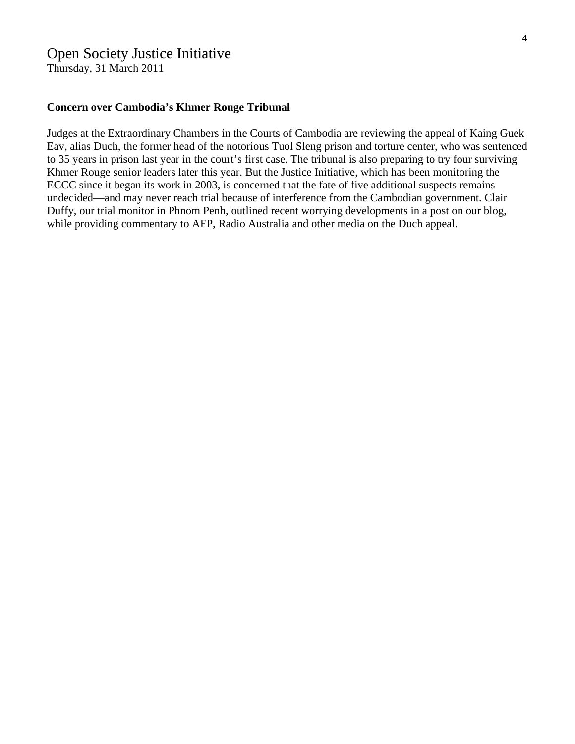# Open Society Justice Initiative

Thursday, 31 March 2011

**Concern over Cambodia's Khmer Rouge Tribunal**

Judges at the Extraordinary Chambers in the Courts of Cambodia are reviewing the appeal of Kaing Guek Eav, alias Duch, the former head of the notorious Tuol Sleng prison and torture center, who was sentenced to 35 years in prison last year in the court's first case. The tribunal is also preparing to try four surviving Khmer Rouge senior leaders later this year. But the Justice Initiative, which has been monitoring the ECCC since it began its work in 2003, is concerned that the fate of five additional suspects remains undecided—and may never reach trial because of interference from the Cambodian government. Clair Duffy, our trial monitor in Phnom Penh, outlined recent worrying developments in a post on our blog, while providing commentary to AFP, Radio Australia and other media on the Duch appeal.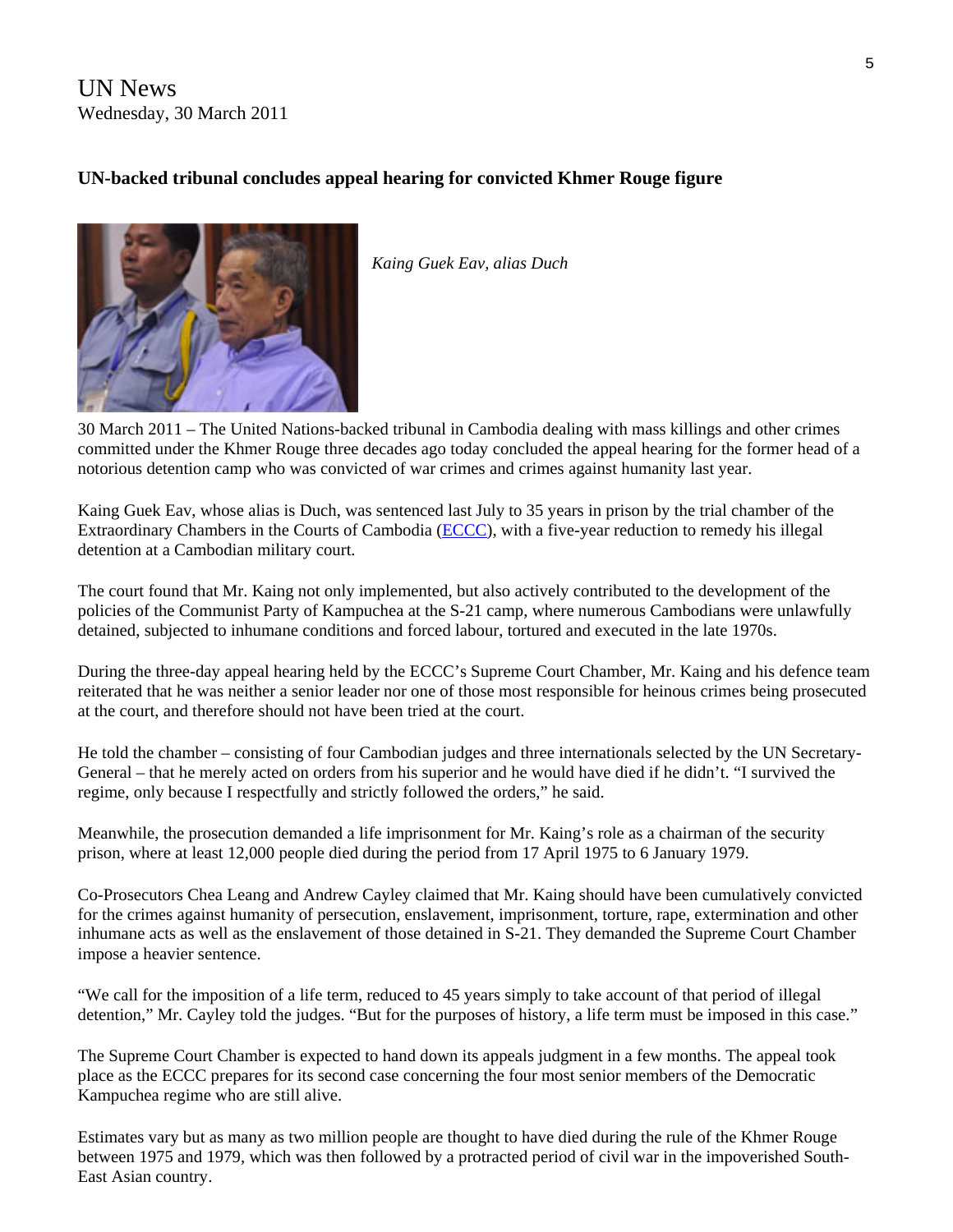UN News
Wednesday, 30 March 2011

### UN-backed tribunal concludes appeal hearing for convicted Khmer Rouge figure

*Kaing Guek Eav, alias Duch*

30 March 2011 – The United Nations-backed tribunal in Cambodia dealing with mass killings and other crimes committed under the Khmer Rouge three decades ago today concluded the appeal hearing for the former head of a notorious detention camp who was convicted of war crimes and crimes against humanity last year.

Kaing Guek Eav, whose alias is Duch, was sentenced last July to 35 years in prison by the trial chamber of the Extraordinary Chambers in the Courts of Cambodia (ECCC), with a five-year reduction to remedy his illegal detention at a Cambodian military court.

The court found that Mr. Kaing not only implemented, but also actively contributed to the development of the policies of the Communist Party of Kampuchea at the S-21 camp, where numerous Cambodians were unlawfully detained, subjected to inhumane conditions and forced labour, tortured and executed in the late 1970s.

During the three-day appeal hearing held by the ECCC's Supreme Court Chamber, Mr. Kaing and his defence team reiterated that he was neither a senior leader nor one of those most responsible for heinous crimes being prosecuted at the court, and therefore should not have been tried at the court.

He told the chamber – consisting of four Cambodian judges and three internationals selected by the UN Secretary-General – that he merely acted on orders from his superior and he would have died if he didn't. "I survived the regime, only because I respectfully and strictly followed the orders," he said.

Meanwhile, the prosecution demanded a life imprisonment for Mr. Kaing's role as a chairman of the security prison, where at least 12,000 people died during the period from 17 April 1975 to 6 January 1979.

Co-Prosecutors Chea Leang and Andrew Cayley claimed that Mr. Kaing should have been cumulatively convicted for the crimes against humanity of persecution, enslavement, imprisonment, torture, rape, extermination and other inhumane acts as well as the enslavement of those detained in S-21. They demanded the Supreme Court Chamber impose a heavier sentence.

"We call for the imposition of a life term, reduced to 45 years simply to take account of that period of illegal detention," Mr. Cayley told the judges. "But for the purposes of history, a life term must be imposed in this case."

The Supreme Court Chamber is expected to hand down its appeals judgment in a few months. The appeal took place as the ECCC prepares for its second case concerning the four most senior members of the Democratic Kampuchea regime who are still alive.

Estimates vary but as many as two million people are thought to have died during the rule of the Khmer Rouge between 1975 and 1979, which was then followed by a protracted period of civil war in the impoverished South-East Asian country.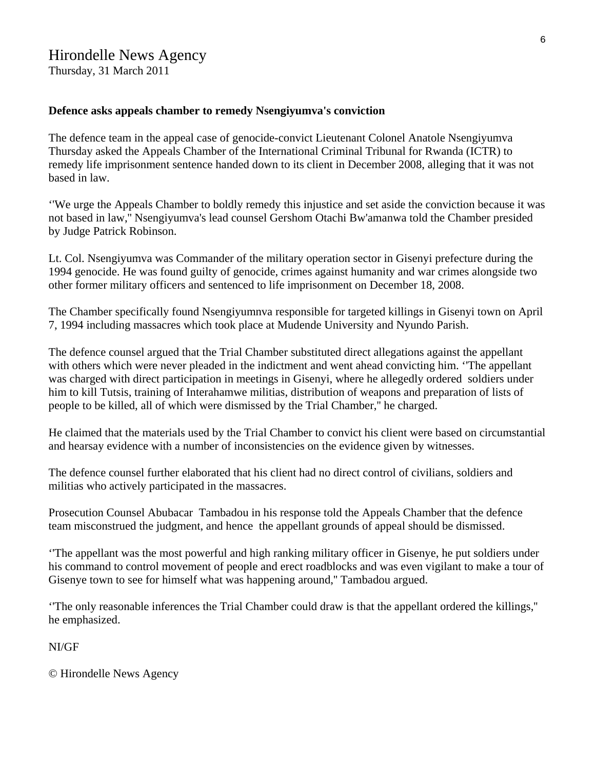# Hirondelle News Agency

Thursday, 31 March 2011

**Defence asks appeals chamber to remedy Nsengiyumva's conviction**

The defence team in the appeal case of genocide-convict Lieutenant Colonel Anatole Nsengiyumva Thursday asked the Appeals Chamber of the International Criminal Tribunal for Rwanda (ICTR) to remedy life imprisonment sentence handed down to its client in December 2008, alleging that it was not based in law.

‘'We urge the Appeals Chamber to boldly remedy this injustice and set aside the conviction because it was not based in law," Nsengiyumva's lead counsel Gershom Otachi Bw'amanwa told the Chamber presided by Judge Patrick Robinson.

Lt. Col. Nsengiyumva was Commander of the military operation sector in Gisenyi prefecture during the 1994 genocide. He was found guilty of genocide, crimes against humanity and war crimes alongside two other former military officers and sentenced to life imprisonment on December 18, 2008.

The Chamber specifically found Nsengiyumnva responsible for targeted killings in Gisenyi town on April 7, 1994 including massacres which took place at Mudende University and Nyundo Parish.

The defence counsel argued that the Trial Chamber substituted direct allegations against the appellant with others which were never pleaded in the indictment and went ahead convicting him. ‘'The appellant was charged with direct participation in meetings in Gisenyi, where he allegedly ordered soldiers under him to kill Tutsis, training of Interahamwe militias, distribution of weapons and preparation of lists of people to be killed, all of which were dismissed by the Trial Chamber," he charged.

He claimed that the materials used by the Trial Chamber to convict his client were based on circumstantial and hearsay evidence with a number of inconsistencies on the evidence given by witnesses.

The defence counsel further elaborated that his client had no direct control of civilians, soldiers and militias who actively participated in the massacres.

Prosecution Counsel Abubacar Tambadou in his response told the Appeals Chamber that the defence team misconstrued the judgment, and hence the appellant grounds of appeal should be dismissed.

‘'The appellant was the most powerful and high ranking military officer in Gisenye, he put soldiers under his command to control movement of people and erect roadblocks and was even vigilant to make a tour of Gisenye town to see for himself what was happening around," Tambadou argued.

‘'The only reasonable inferences the Trial Chamber could draw is that the appellant ordered the killings," he emphasized.

NI/GF

© Hirondelle News Agency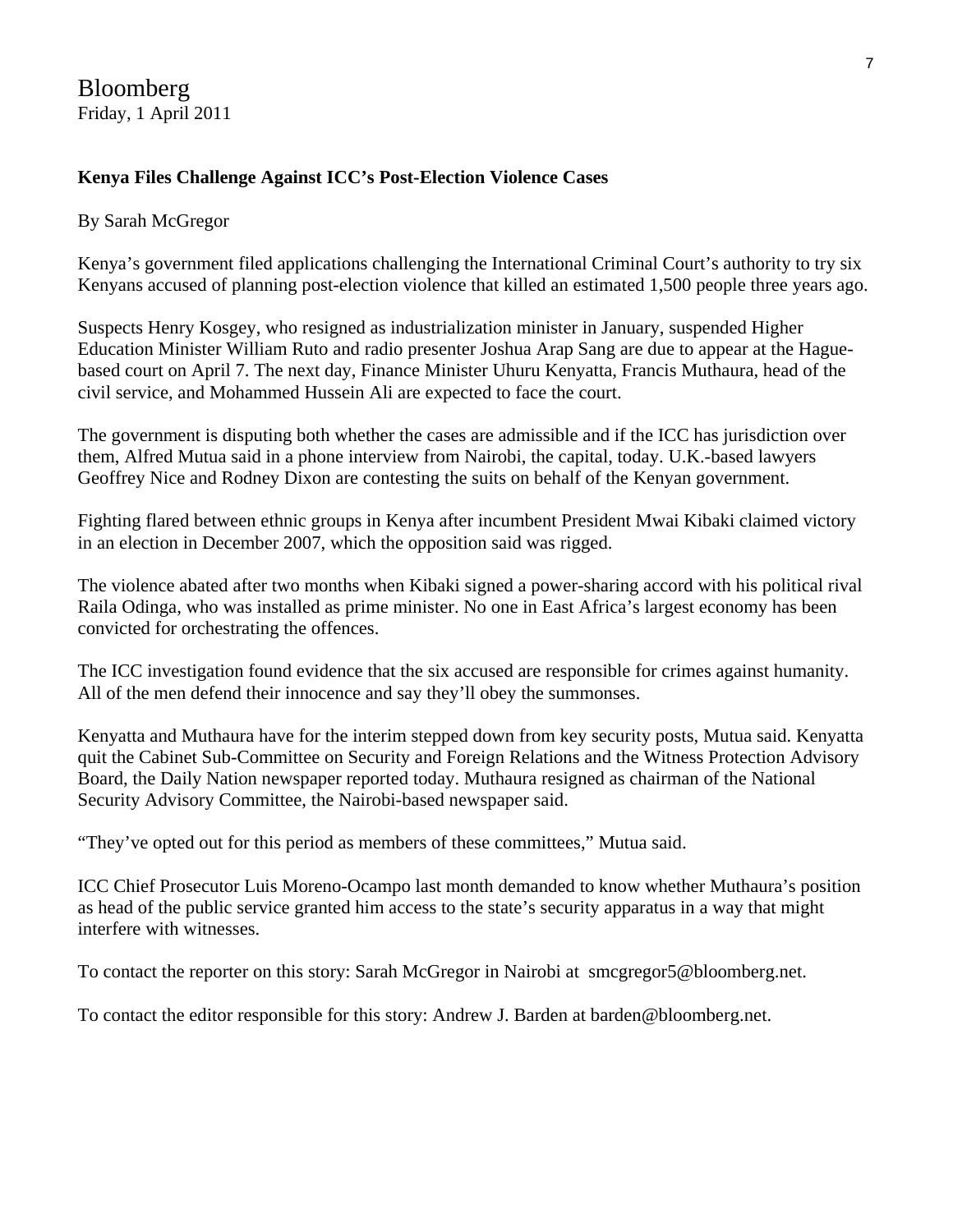Bloomberg

Friday, 1 April 2011

**Kenya Files Challenge Against ICC's Post-Election Violence Cases**

By Sarah McGregor

Kenya's government filed applications challenging the International Criminal Court's authority to try six Kenyans accused of planning post-election violence that killed an estimated 1,500 people three years ago.

Suspects Henry Kosgey, who resigned as industrialization minister in January, suspended Higher Education Minister William Ruto and radio presenter Joshua Arap Sang are due to appear at the Hague-based court on April 7. The next day, Finance Minister Uhuru Kenyatta, Francis Muthaura, head of the civil service, and Mohammed Hussein Ali are expected to face the court.

The government is disputing both whether the cases are admissible and if the ICC has jurisdiction over them, Alfred Mutua said in a phone interview from Nairobi, the capital, today. U.K.-based lawyers Geoffrey Nice and Rodney Dixon are contesting the suits on behalf of the Kenyan government.

Fighting flared between ethnic groups in Kenya after incumbent President Mwai Kibaki claimed victory in an election in December 2007, which the opposition said was rigged.

The violence abated after two months when Kibaki signed a power-sharing accord with his political rival Raila Odinga, who was installed as prime minister. No one in East Africa's largest economy has been convicted for orchestrating the offences.

The ICC investigation found evidence that the six accused are responsible for crimes against humanity. All of the men defend their innocence and say they'll obey the summonses.

Kenyatta and Muthaura have for the interim stepped down from key security posts, Mutua said. Kenyatta quit the Cabinet Sub-Committee on Security and Foreign Relations and the Witness Protection Advisory Board, the Daily Nation newspaper reported today. Muthaura resigned as chairman of the National Security Advisory Committee, the Nairobi-based newspaper said.

"They've opted out for this period as members of these committees," Mutua said.

ICC Chief Prosecutor Luis Moreno-Ocampo last month demanded to know whether Muthaura's position as head of the public service granted him access to the state's security apparatus in a way that might interfere with witnesses.

To contact the reporter on this story: Sarah McGregor in Nairobi at smcgregor5@bloomberg.net.

To contact the editor responsible for this story: Andrew J. Barden at barden@bloomberg.net.